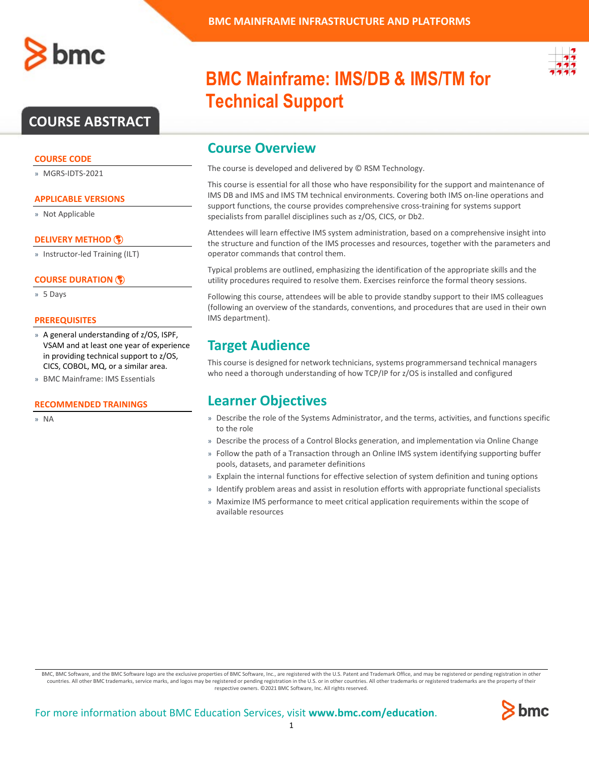# BMC Mainframe: IMS/DB & IMS/TM for Technical Support

## COURSE ABSTRACT

### COURSE CODE

» MGRS-IDTS-2021

### APPLICABLE VERSIONS

» Not Applicable

### DELIVERY METHOD

» Instructor-led Training (ILT)

### COURSE DURATION

» 5 Days

### PREREQUISITES

» A general understanding of z/OS, ISPF, VSAM and at least one year of experience in providing technical support to z/OS, CICS, COBOL, MQ, or a similar area.

» BMC Mainframe: IMS Essentials

### RECOMMENDED TRAININGS

» NA

## Course Overview

The course is developed and delivered by © RSM Technology.

This course is essential for all those who have responsibility for the support and maintenance of IMS DB and IMS and IMS TM technical environments. Covering both IMS on-line operations and support functions, the course provides comprehensive cross-training for systems support specialists from parallel disciplines such as z/OS, CICS, or Db2.

Attendees will learn effective IMS system administration, based on a comprehensive insight into the structure and function of the IMS processes and resources, together with the parameters and operator commands that control them.

Typical problems are outlined, emphasizing the identification of the appropriate skills and the utility procedures required to resolve them. Exercises reinforce the formal theory sessions.

Following this course, attendees will be able to provide standby support to their IMS colleagues (following an overview of the standards, conventions, and procedures that are used in their own IMS department).

## Target Audience

This course is designed for network technicians, systems programmersand technical managers who need a thorough understanding of how TCP/IP for z/OS is installed and configured

## Learner Objectives

» Describe the role of the Systems Administrator, and the terms, activities, and functions specific to the role

» Describe the process of a Control Blocks generation, and implementation via Online Change

» Follow the path of a Transaction through an Online IMS system identifying supporting buffer pools, datasets, and parameter definitions

» Explain the internal functions for effective selection of system definition and tuning options

» Identify problem areas and assist in resolution efforts with appropriate functional specialists

» Maximize IMS performance to meet critical application requirements within the scope of available resources

BMC, BMC Software, and the BMC Software logo are the exclusive properties of BMC Software, Inc., are registered with the U.S. Patent and Trademark Office, and may be registered or pending registration in other countries. All other BMC trademarks, service marks, and logos may be registered or pending registration in the U.S. or in other countries. All other trademarks or registered trademarks are the property of their respective owners. ©2021 BMC Software, Inc. All rights reserved.

For more information about BMC Education Services, visit **www.bmc.com/education**.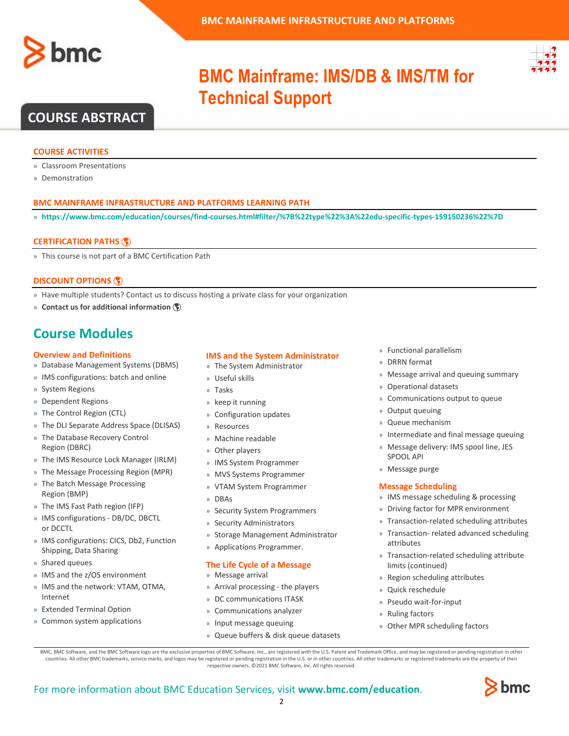# BMC Mainframe: IMS/DB & IMS/TM for Technical Support

## COURSE ABSTRACT

### COURSE ACTIVITIES

- Classroom Presentations
- Demonstration

### BMC MAINFRAME INFRASTRUCTURE AND PLATFORMS LEARNING PATH

- **https://www.bmc.com/education/courses/find-courses.html#filter/%7B%22type%22%3A%22edu-specific-types-159150236%22%7D**

### CERTIFICATION PATHS

- This course is not part of a BMC Certification Path

### DISCOUNT OPTIONS

- Have multiple students? Contact us to discuss hosting a private class for your organization
- **Contact us for additional information**

## Course Modules

### Overview and Definitions

- Database Management Systems (DBMS)
- IMS configurations: batch and online
- System Regions
- Dependent Regions
- The Control Region (CTL)
- The DLI Separate Address Space (DLISAS)
- The Database Recovery Control Region (DBRC)
- The IMS Resource Lock Manager (IRLM)
- The Message Processing Region (MPR)
- The Batch Message Processing Region (BMP)
- The IMS Fast Path region (IFP)
- IMS configurations - DB/DC, DBCTL or DCCTL
- IMS configurations: CICS, Db2, Function Shipping, Data Sharing
- Shared queues
- IMS and the z/OS environment
- IMS and the network: VTAM, OTMA, Internet
- Extended Terminal Option
- Common system applications

### IMS and the System Administrator

- The System Administrator
- Useful skills
- Tasks
- keep it running
- Configuration updates
- Resources
- Machine readable
- Other players
- IMS System Programmer
- MVS Systems Programmer
- VTAM System Programmer
- DBAs
- Security System Programmers
- Security Administrators
- Storage Management Administrator
- Applications Programmer.

### The Life Cycle of a Message

- Message arrival
- Arrival processing - the players
- DC communications ITASK
- Communications analyzer
- Input message queuing
- Queue buffers & disk queue datasets
- Functional parallelism
- DRRN format
- Message arrival and queuing summary
- Operational datasets
- Communications output to queue
- Output queuing
- Queue mechanism
- Intermediate and final message queuing
- Message delivery: IMS spool line, JES SPOOL API
- Message purge

### Message Scheduling

- IMS message scheduling & processing
- Driving factor for MPR environment
- Transaction-related scheduling attributes
- Transaction- related advanced scheduling attributes
- Transaction-related scheduling attribute limits (continued)
- Region scheduling attributes
- Quick reschedule
- Pseudo wait-for-input
- Ruling factors
- Other MPR scheduling factors

BMC, BMC Software, and the BMC Software logo are the exclusive properties of BMC Software, Inc., are registered with the U.S. Patent and Trademark Office, and may be registered or pending registration in other countries. All other BMC trademarks, service marks, and logos may be registered or pending registration in the U.S. or in other countries. All other trademarks or registered trademarks are the property of their respective owners. ©2021 BMC Software, Inc. All rights reserved.

For more information about BMC Education Services, visit **www.bmc.com/education**.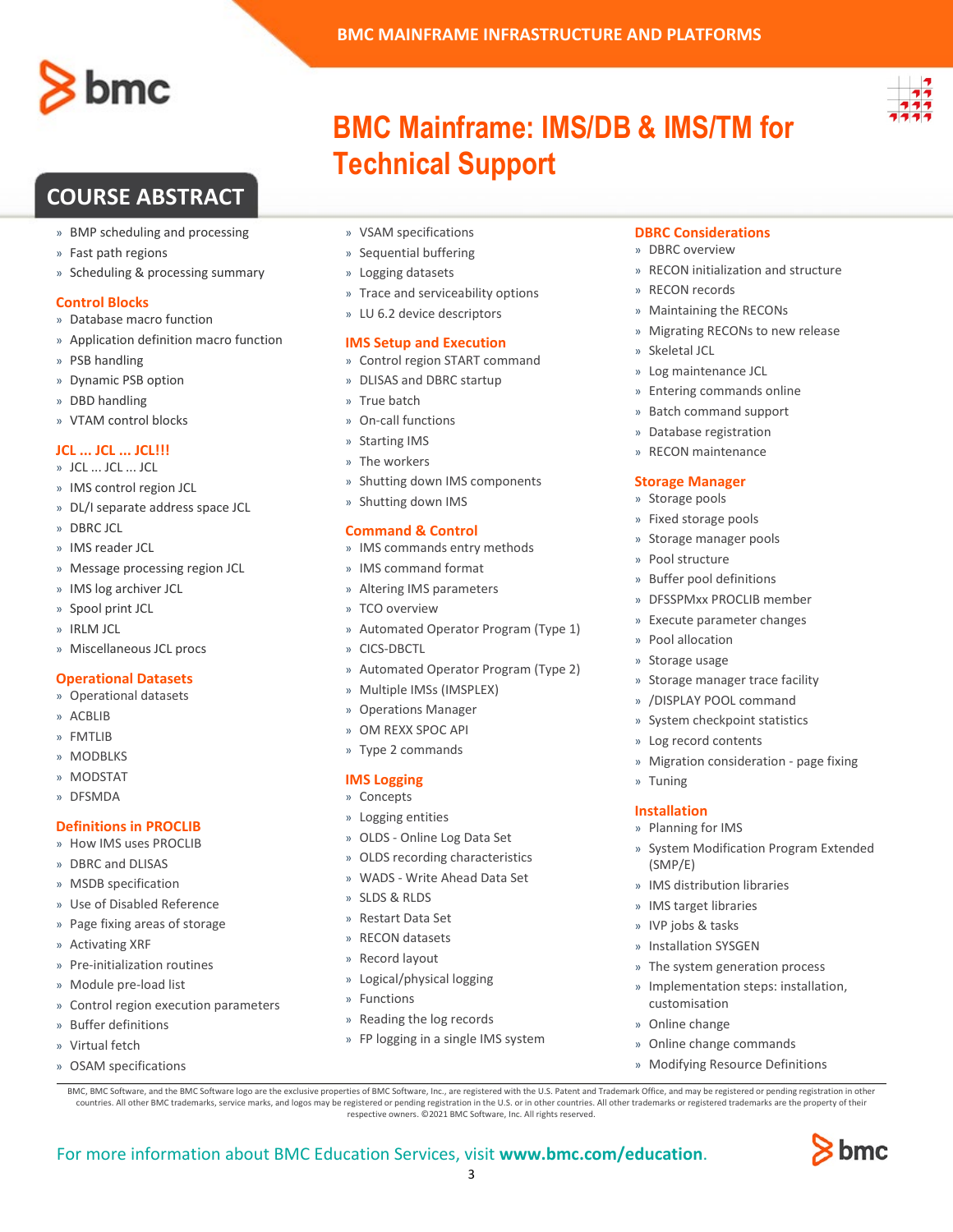# BMC Mainframe: IMS/DB & IMS/TM for Technical Support

## COURSE ABSTRACT

- BMP scheduling and processing
- Fast path regions
- Scheduling & processing summary

### Control Blocks

- Database macro function
- Application definition macro function
- PSB handling
- Dynamic PSB option
- DBD handling
- VTAM control blocks

### JCL ... JCL ... JCL!!!

- JCL ... JCL ... JCL
- IMS control region JCL
- DL/I separate address space JCL
- DBRC JCL
- IMS reader JCL
- Message processing region JCL
- IMS log archiver JCL
- Spool print JCL
- IRLM JCL
- Miscellaneous JCL procs

### Operational Datasets

- Operational datasets
- ACBLIB
- FMTLIB
- MODBLKS
- MODSTAT
- DFSMDA

### Definitions in PROCLIB

- How IMS uses PROCLIB
- DBRC and DLISAS
- MSDB specification
- Use of Disabled Reference
- Page fixing areas of storage
- Activating XRF
- Pre-initialization routines
- Module pre-load list
- Control region execution parameters
- Buffer definitions
- Virtual fetch
- OSAM specifications
- VSAM specifications
- Sequential buffering
- Logging datasets
- Trace and serviceability options
- LU 6.2 device descriptors

### IMS Setup and Execution

- Control region START command
- DLISAS and DBRC startup
- True batch
- On-call functions
- Starting IMS
- The workers
- Shutting down IMS components
- Shutting down IMS

### Command & Control

- IMS commands entry methods
- IMS command format
- Altering IMS parameters
- TCO overview
- Automated Operator Program (Type 1)
- CICS-DBCTL
- Automated Operator Program (Type 2)
- Multiple IMSs (IMSPLEX)
- Operations Manager
- OM REXX SPOC API
- Type 2 commands

### IMS Logging

- Concepts
- Logging entities
- OLDS - Online Log Data Set
- OLDS recording characteristics
- WADS - Write Ahead Data Set
- SLDS & RLDS
- Restart Data Set
- RECON datasets
- Record layout
- Logical/physical logging
- Functions
- Reading the log records
- FP logging in a single IMS system

### DBRC Considerations

- DBRC overview
- RECON initialization and structure
- RECON records
- Maintaining the RECONs
- Migrating RECONs to new release
- Skeletal JCL
- Log maintenance JCL
- Entering commands online
- Batch command support
- Database registration
- RECON maintenance

### Storage Manager

- Storage pools
- Fixed storage pools
- Storage manager pools
- Pool structure
- Buffer pool definitions
- DFSSPMxx PROCLIB member
- Execute parameter changes
- Pool allocation
- Storage usage
- Storage manager trace facility
- /DISPLAY POOL command
- System checkpoint statistics
- Log record contents
- Migration consideration - page fixing
- Tuning

### Installation

- Planning for IMS
- System Modification Program Extended (SMP/E)
- IMS distribution libraries
- IMS target libraries
- IVP jobs & tasks
- Installation SYSGEN
- The system generation process
- Implementation steps: installation, customisation
- Online change
- Online change commands
- Modifying Resource Definitions

BMC, BMC Software, and the BMC Software logo are the exclusive properties of BMC Software, Inc., are registered with the U.S. Patent and Trademark Office, and may be registered or pending registration in other countries. All other BMC trademarks, service marks, and logos may be registered or pending registration in the U.S. or in other countries. All other trademarks or registered trademarks are the property of their respective owners. ©2021 BMC Software, Inc. All rights reserved.

For more information about BMC Education Services, visit **www.bmc.com/education**.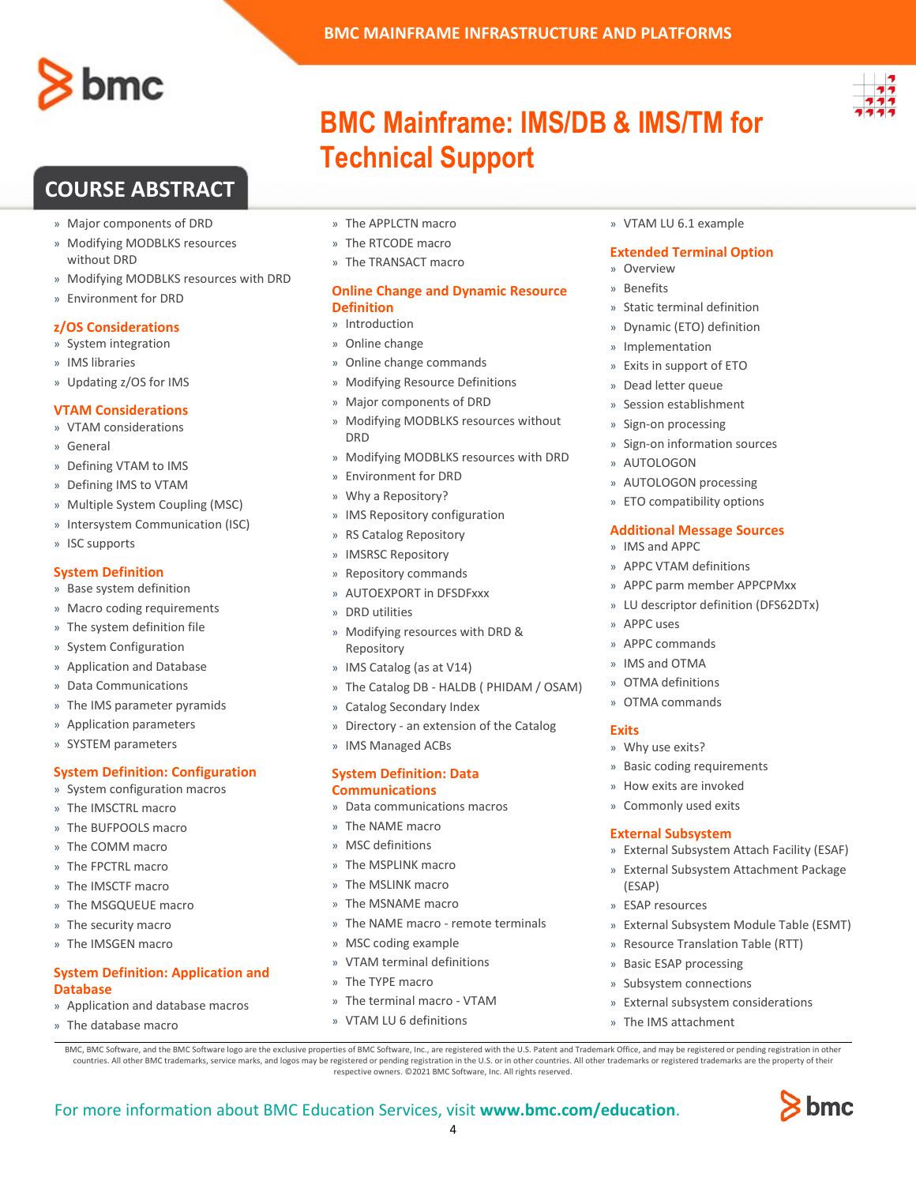# BMC Mainframe: IMS/DB & IMS/TM for Technical Support

## COURSE ABSTRACT

- Major components of DRD
- Modifying MODBLKS resources without DRD
- Modifying MODBLKS resources with DRD
- Environment for DRD

### z/OS Considerations

- System integration
- IMS libraries
- Updating z/OS for IMS

### VTAM Considerations

- VTAM considerations
- General
- Defining VTAM to IMS
- Defining IMS to VTAM
- Multiple System Coupling (MSC)
- Intersystem Communication (ISC)
- ISC supports

### System Definition

- Base system definition
- Macro coding requirements
- The system definition file
- System Configuration
- Application and Database
- Data Communications
- The IMS parameter pyramids
- Application parameters
- SYSTEM parameters

### System Definition: Configuration

- System configuration macros
- The IMSCTRL macro
- The BUFPOOLS macro
- The COMM macro
- The FPCTRL macro
- The IMSCTF macro
- The MSGQUEUE macro
- The security macro
- The IMSGEN macro

### System Definition: Application and Database

- Application and database macros
- The database macro
- The APPLCTN macro
- The RTCODE macro
- The TRANSACT macro

### Online Change and Dynamic Resource Definition

- Introduction
- Online change
- Online change commands
- Modifying Resource Definitions
- Major components of DRD
- Modifying MODBLKS resources without DRD
- Modifying MODBLKS resources with DRD
- Environment for DRD
- Why a Repository?
- IMS Repository configuration
- RS Catalog Repository
- IMSRSC Repository
- Repository commands
- AUTOEXPORT in DFSDFxxx
- DRD utilities
- Modifying resources with DRD & Repository
- IMS Catalog (as at V14)
- The Catalog DB - HALDB ( PHIDAM / OSAM)
- Catalog Secondary Index
- Directory - an extension of the Catalog
- IMS Managed ACBs

### System Definition: Data Communications

- Data communications macros
- The NAME macro
- MSC definitions
- The MSPLINK macro
- The MSLINK macro
- The MSNAME macro
- The NAME macro - remote terminals
- MSC coding example
- VTAM terminal definitions
- The TYPE macro
- The terminal macro - VTAM
- VTAM LU 6 definitions
- VTAM LU 6.1 example

### Extended Terminal Option

- Overview
- Benefits
- Static terminal definition
- Dynamic (ETO) definition
- Implementation
- Exits in support of ETO
- Dead letter queue
- Session establishment
- Sign-on processing
- Sign-on information sources
- AUTOLOGON
- AUTOLOGON processing
- ETO compatibility options

### Additional Message Sources

- IMS and APPC
- APPC VTAM definitions
- APPC parm member APPCPMxx
- LU descriptor definition (DFS62DTx)
- APPC uses
- APPC commands
- IMS and OTMA
- OTMA definitions
- OTMA commands

### Exits

- Why use exits?
- Basic coding requirements
- How exits are invoked
- Commonly used exits

### External Subsystem

- External Subsystem Attach Facility (ESAF)
- External Subsystem Attachment Package (ESAP)
- ESAP resources
- External Subsystem Module Table (ESMT)
- Resource Translation Table (RTT)
- Basic ESAP processing
- Subsystem connections
- External subsystem considerations
- The IMS attachment

BMC, BMC Software, and the BMC Software logo are the exclusive properties of BMC Software, Inc., are registered with the U.S. Patent and Trademark Office, and may be registered or pending registration in other countries. All other BMC trademarks, service marks, and logos may be registered or pending registration in the U.S. or in other countries. All other trademarks or registered trademarks are the property of their respective owners. ©2021 BMC Software, Inc. All rights reserved.

For more information about BMC Education Services, visit **www.bmc.com/education**.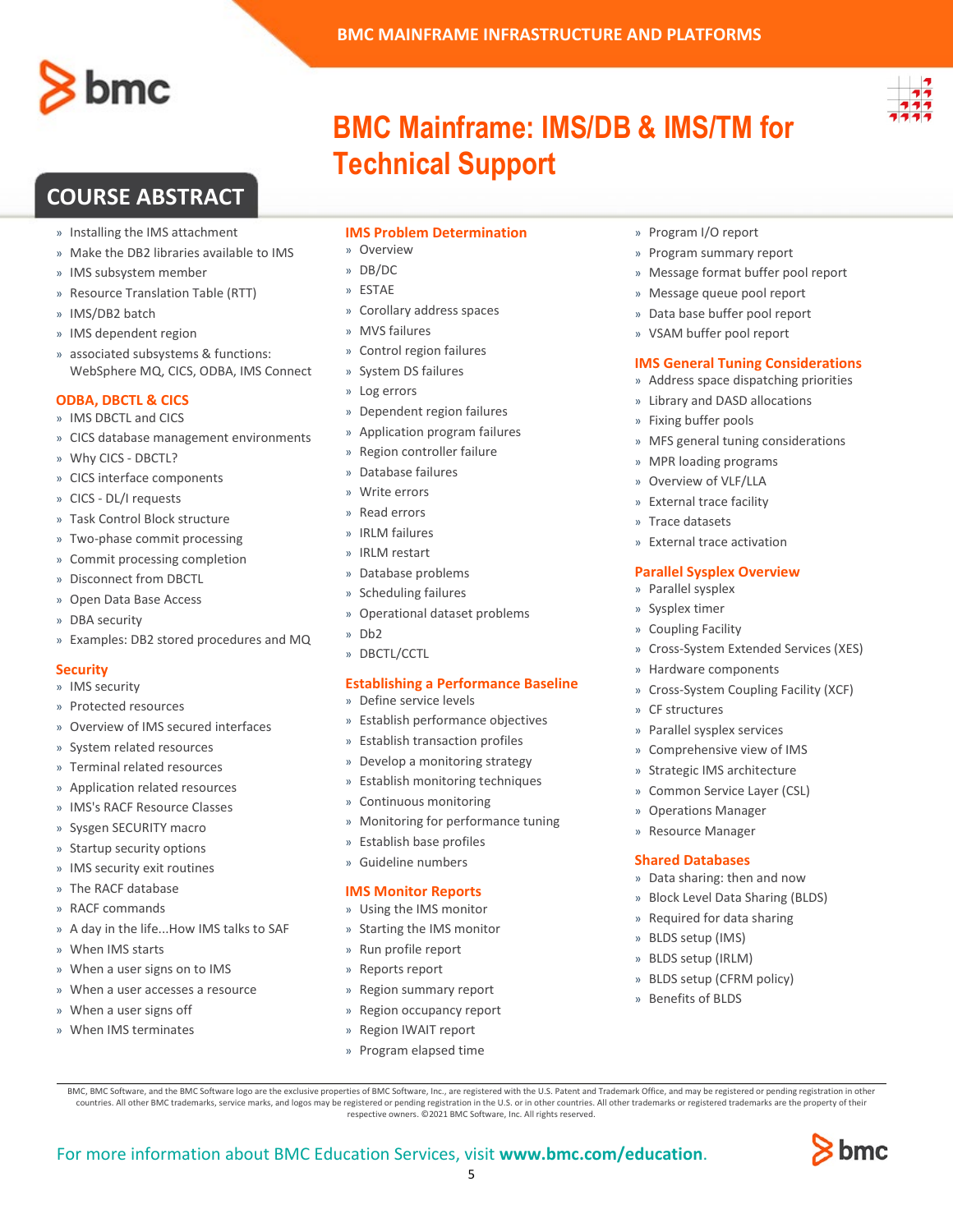# BMC Mainframe: IMS/DB & IMS/TM for Technical Support

## COURSE ABSTRACT

- Installing the IMS attachment
- Make the DB2 libraries available to IMS
- IMS subsystem member
- Resource Translation Table (RTT)
- IMS/DB2 batch
- IMS dependent region
- associated subsystems & functions: WebSphere MQ, CICS, ODBA, IMS Connect

### ODBA, DBCTL & CICS

- IMS DBCTL and CICS
- CICS database management environments
- Why CICS - DBCTL?
- CICS interface components
- CICS - DL/I requests
- Task Control Block structure
- Two-phase commit processing
- Commit processing completion
- Disconnect from DBCTL
- Open Data Base Access
- DBA security
- Examples: DB2 stored procedures and MQ

### Security

- IMS security
- Protected resources
- Overview of IMS secured interfaces
- System related resources
- Terminal related resources
- Application related resources
- IMS's RACF Resource Classes
- Sysgen SECURITY macro
- Startup security options
- IMS security exit routines
- The RACF database
- RACF commands
- A day in the life...How IMS talks to SAF
- When IMS starts
- When a user signs on to IMS
- When a user accesses a resource
- When a user signs off
- When IMS terminates

### IMS Problem Determination

- Overview
- DB/DC
- ESTAE
- Corollary address spaces
- MVS failures
- Control region failures
- System DS failures
- Log errors
- Dependent region failures
- Application program failures
- Region controller failure
- Database failures
- Write errors
- Read errors
- IRLM failures
- IRLM restart
- Database problems
- Scheduling failures
- Operational dataset problems
- Db2
- DBCTL/CCTL

### Establishing a Performance Baseline

- Define service levels
- Establish performance objectives
- Establish transaction profiles
- Develop a monitoring strategy
- Establish monitoring techniques
- Continuous monitoring
- Monitoring for performance tuning
- Establish base profiles
- Guideline numbers

### IMS Monitor Reports

- Using the IMS monitor
- Starting the IMS monitor
- Run profile report
- Reports report
- Region summary report
- Region occupancy report
- Region IWAIT report
- Program elapsed time
- Program I/O report
- Program summary report
- Message format buffer pool report
- Message queue pool report
- Data base buffer pool report
- VSAM buffer pool report

### IMS General Tuning Considerations

- Address space dispatching priorities
- Library and DASD allocations
- Fixing buffer pools
- MFS general tuning considerations
- MPR loading programs
- Overview of VLF/LLA
- External trace facility
- Trace datasets
- External trace activation

### Parallel Sysplex Overview

- Parallel sysplex
- Sysplex timer
- Coupling Facility
- Cross-System Extended Services (XES)
- Hardware components
- Cross-System Coupling Facility (XCF)
- CF structures
- Parallel sysplex services
- Comprehensive view of IMS
- Strategic IMS architecture
- Common Service Layer (CSL)
- Operations Manager
- Resource Manager

### Shared Databases

- Data sharing: then and now
- Block Level Data Sharing (BLDS)
- Required for data sharing
- BLDS setup (IMS)
- BLDS setup (IRLM)
- BLDS setup (CFRM policy)
- Benefits of BLDS

BMC, BMC Software, and the BMC Software logo are the exclusive properties of BMC Software, Inc., are registered with the U.S. Patent and Trademark Office, and may be registered or pending registration in other countries. All other BMC trademarks, service marks, and logos may be registered or pending registration in the U.S. or in other countries. All other trademarks or registered trademarks are the property of their respective owners. ©2021 BMC Software, Inc. All rights reserved.

For more information about BMC Education Services, visit **www.bmc.com/education**.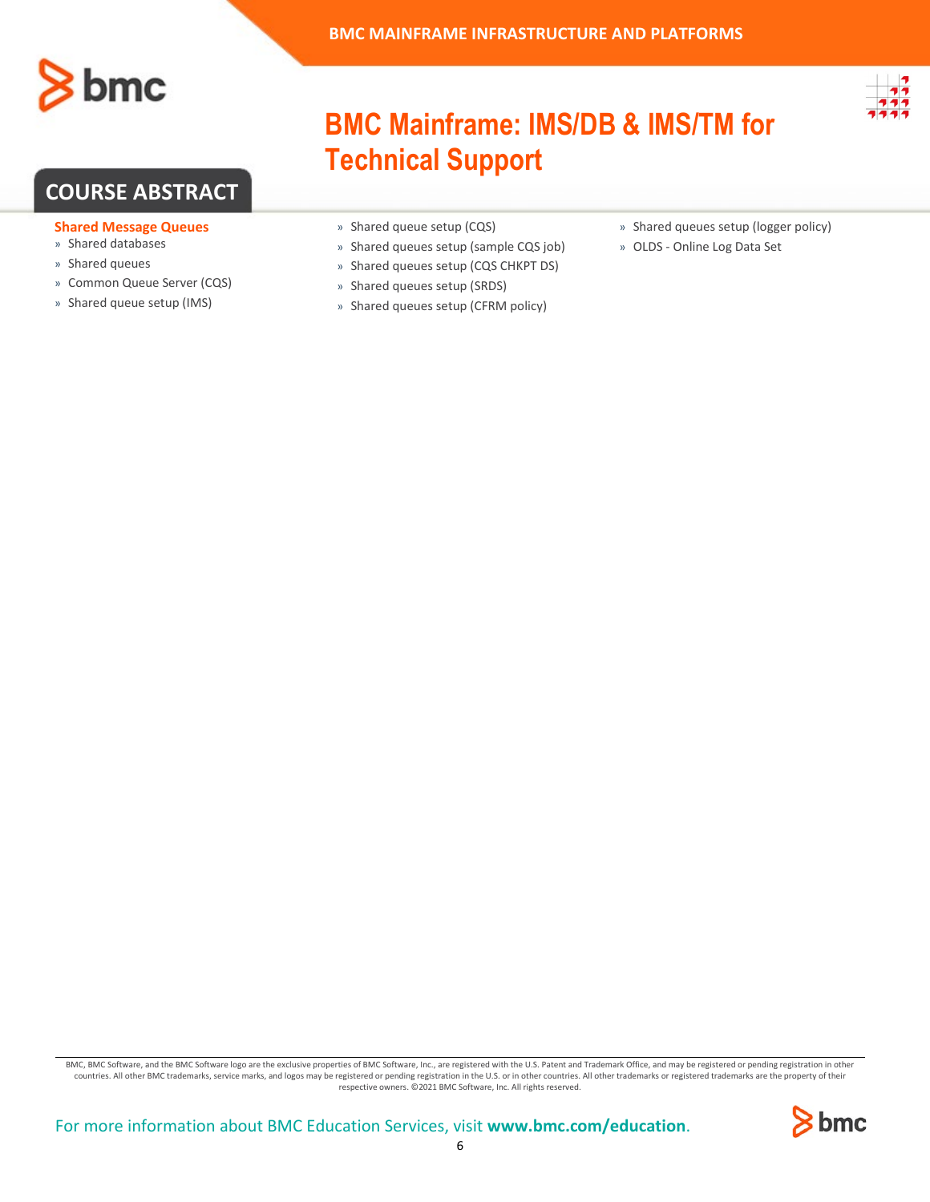# BMC Mainframe: IMS/DB & IMS/TM for Technical Support

## COURSE ABSTRACT

**Shared Message Queues**

- Shared databases
- Shared queues
- Common Queue Server (CQS)
- Shared queue setup (IMS)
- Shared queue setup (CQS)
- Shared queues setup (sample CQS job)
- Shared queues setup (CQS CHKPT DS)
- Shared queues setup (SRDS)
- Shared queues setup (CFRM policy)
- Shared queues setup (logger policy)
- OLDS - Online Log Data Set

BMC, BMC Software, and the BMC Software logo are the exclusive properties of BMC Software, Inc., are registered with the U.S. Patent and Trademark Office, and may be registered or pending registration in other countries. All other BMC trademarks, service marks, and logos may be registered or pending registration in the U.S. or in other countries. All other trademarks or registered trademarks are the property of their respective owners. ©2021 BMC Software, Inc. All rights reserved.

For more information about BMC Education Services, visit **www.bmc.com/education**.